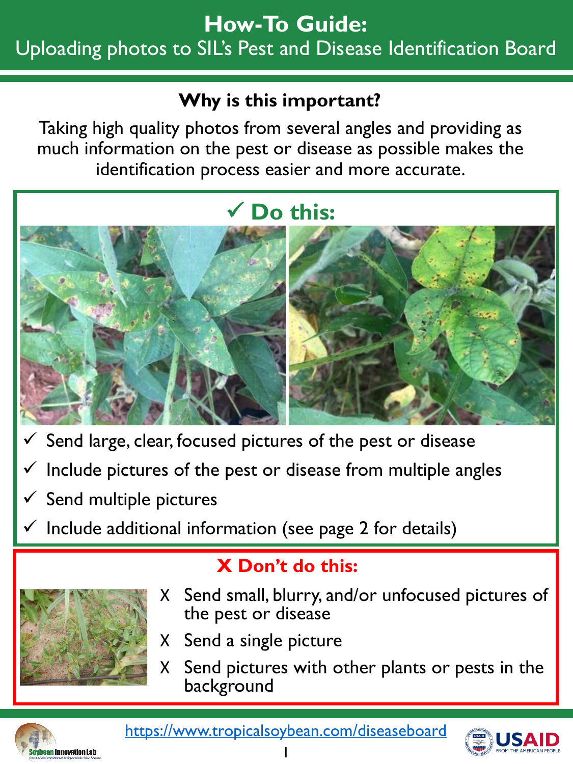# How-To Guide:
## Uploading photos to SIL's Pest and Disease Identification Board

### Why is this important?

Taking high quality photos from several angles and providing as much information on the pest or disease as possible makes the identification process easier and more accurate.

### ✓ Do this:

- ✓ Send large, clear, focused pictures of the pest or disease
- ✓ Include pictures of the pest or disease from multiple angles
- ✓ Send multiple pictures
- ✓ Include additional information (see page 2 for details)

### X Don't do this:

- X Send small, blurry, and/or unfocused pictures of the pest or disease
- X Send a single picture
- X Send pictures with other plants or pests in the background

https://www.tropicalsoybean.com/diseaseboard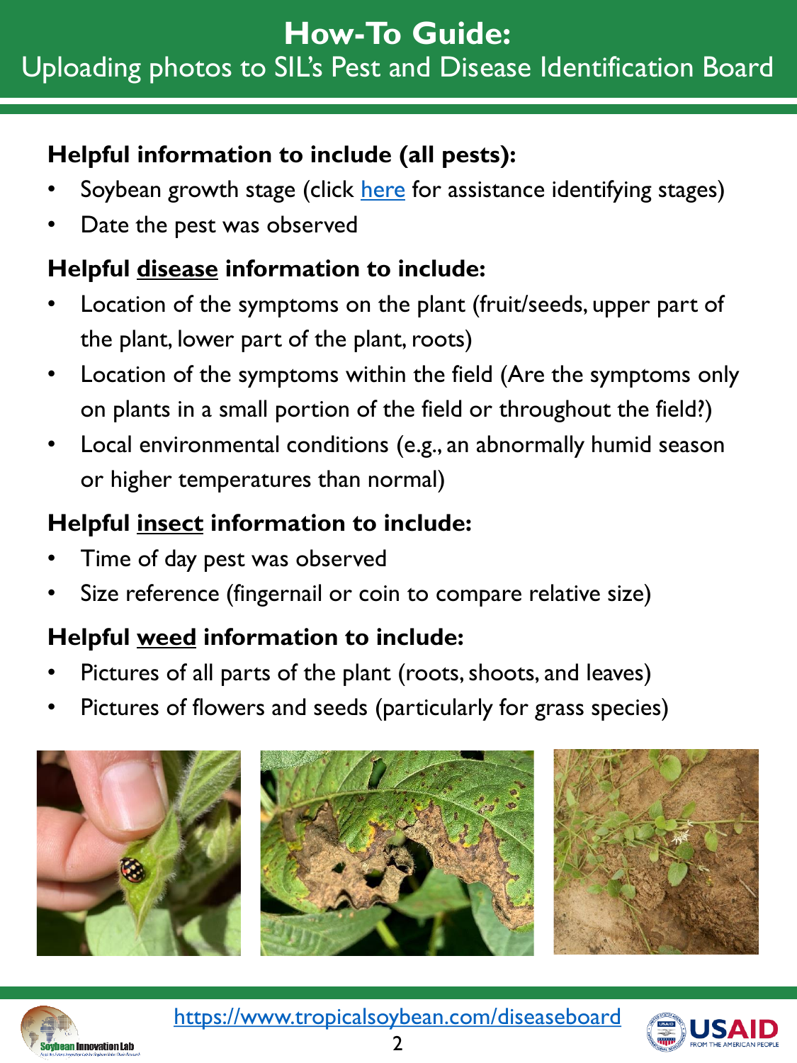# How-To Guide:

## Uploading photos to SIL's Pest and Disease Identification Board

**Helpful information to include (all pests):**

- Soybean growth stage (click here for assistance identifying stages)
- Date the pest was observed

**Helpful <u>disease</u> information to include:**

- Location of the symptoms on the plant (fruit/seeds, upper part of the plant, lower part of the plant, roots)
- Location of the symptoms within the field (Are the symptoms only on plants in a small portion of the field or throughout the field?)
- Local environmental conditions (e.g., an abnormally humid season or higher temperatures than normal)

**Helpful <u>insect</u> information to include:**

- Time of day pest was observed
- Size reference (fingernail or coin to compare relative size)

**Helpful <u>weed</u> information to include:**

- Pictures of all parts of the plant (roots, shoots, and leaves)
- Pictures of flowers and seeds (particularly for grass species)

https://www.tropicalsoybean.com/diseaseboard